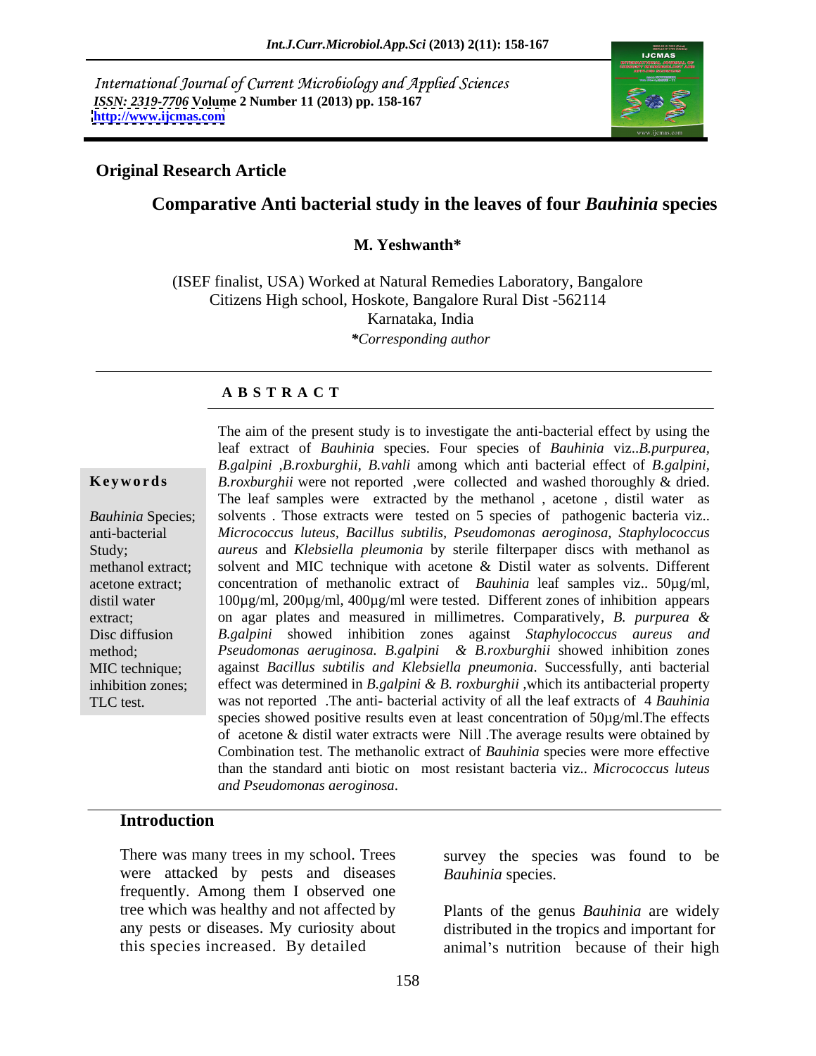International Journal of Current Microbiology and Applied Sciences
*ISSN: 2319-7706* **Volume 2 Number 11 (2013) pp. 158-167**
**http://www.ijcmas.com**

**Original Research Article**

# Comparative Anti bacterial study in the leaves of four *Bauhinia* species

**M. Yeshwanth***

(ISEF finalist, USA) Worked at Natural Remedies Laboratory, Bangalore
Citizens High school, Hoskote, Bangalore Rural Dist -562114
Karnataka, India
***Corresponding author***

## A B S T R A C T

**Keywords**

*Bauhinia* Species; anti-bacterial Study; methanol extract; acetone extract; distil water extract; Disc diffusion method; MIC technique; inhibition zones; TLC test.

The aim of the present study is to investigate the anti-bacterial effect by using the leaf extract of *Bauhinia* species. Four species of *Bauhinia* viz..*B.purpurea, B.galpini ,B.roxburghii, B.vahli* among which anti bacterial effect of *B.galpini, B.roxburghii* were not reported ,were collected and washed thoroughly & dried. The leaf samples were extracted by the methanol , acetone , distil water as solvents . Those extracts were tested on 5 species of pathogenic bacteria viz.. *Micrococcus luteus, Bacillus subtilis, Pseudomonas aeroginosa, Staphylococcus aureus* and *Klebsiella pleumonia* by sterile filterpaper discs with methanol as solvent and MIC technique with acetone & Distil water as solvents. Different concentration of methanolic extract of *Bauhinia* leaf samples viz.. 50µg/ml, 100µg/ml, 200µg/ml, 400µg/ml were tested. Different zones of inhibition appears on agar plates and measured in millimetres. Comparatively, *B. purpurea & B.galpini* showed inhibition zones against *Staphylococcus aureus and Pseudomonas aeruginosa. B.galpini & B.roxburghii* showed inhibition zones against *Bacillus subtilis and Klebsiella pneumonia*. Successfully, anti bacterial effect was determined in *B.galpini & B. roxburghii* ,which its antibacterial property was not reported .The anti- bacterial activity of all the leaf extracts of 4 *Bauhinia* species showed positive results even at least concentration of 50µg/ml.The effects of acetone & distil water extracts were Nill .The average results were obtained by Combination test. The methanolic extract of *Bauhinia* species were more effective than the standard anti biotic on most resistant bacteria viz.. *Micrococcus luteus and Pseudomonas aeroginosa*.

## Introduction

There was many trees in my school. Trees were attacked by pests and diseases frequently. Among them I observed one tree which was healthy and not affected by any pests or diseases. My curiosity about this species increased. By detailed survey the species was found to be *Bauhinia* species.

Plants of the genus *Bauhinia* are widely distributed in the tropics and important for animal's nutrition because of their high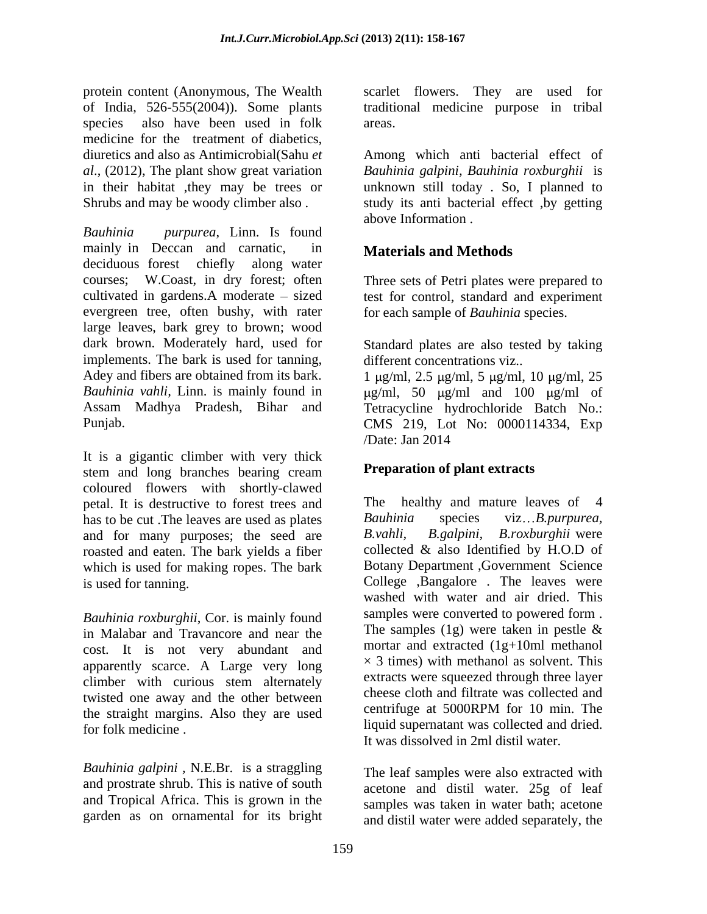protein content (Anonymous, The Wealth of India, 526-555(2004)). Some plants species also have been used in folk medicine for the treatment of diabetics, diuretics and also as Antimicrobial(Sahu *et al*., (2012), The plant show great variation in their habitat ,they may be trees or Shrubs and may be woody climber also .

*Bauhinia purpurea*, Linn. Is found mainly in Deccan and carnatic, in deciduous forest chiefly along water courses; W.Coast, in dry forest; often cultivated in gardens.A moderate – sized evergreen tree, often bushy, with rater large leaves, bark grey to brown; wood dark brown. Moderately hard, used for implements. The bark is used for tanning, Adey and fibers are obtained from its bark. *Bauhinia vahli*, Linn. is mainly found in Assam Madhya Pradesh, Bihar and Punjab.

It is a gigantic climber with very thick stem and long branches bearing cream coloured flowers with shortly-clawed petal. It is destructive to forest trees and has to be cut .The leaves are used as plates and for many purposes; the seed are roasted and eaten. The bark yields a fiber which is used for making ropes. The bark is used for tanning.

*Bauhinia roxburghii*, Cor. is mainly found in Malabar and Travancore and near the cost. It is not very abundant and apparently scarce. A Large very long climber with curious stem alternately twisted one away and the other between the straight margins. Also they are used for folk medicine .

*Bauhinia galpini* , N.E.Br. is a straggling and prostrate shrub. This is native of south and Tropical Africa. This is grown in the garden as on ornamental for its bright scarlet flowers. They are used for traditional medicine purpose in tribal areas.

Among which anti bacterial effect of *Bauhinia galpini, Bauhinia roxburghii* is unknown still today . So, I planned to study its anti bacterial effect ,by getting above Information .

## Materials and Methods

Three sets of Petri plates were prepared to test for control, standard and experiment for each sample of *Bauhinia* species.

Standard plates are also tested by taking different concentrations viz.. 1 μg/ml, 2.5 μg/ml, 5 μg/ml, 10 μg/ml, 25 μg/ml, 50 μg/ml and 100 μg/ml of Tetracycline hydrochloride Batch No.: CMS 219, Lot No: 0000114334, Exp /Date: Jan 2014

### Preparation of plant extracts

The healthy and mature leaves of 4 *Bauhinia* species viz…*B.purpurea, B.vahli, B.galpini, B.roxburghii* were collected & also Identified by H.O.D of Botany Department ,Government Science College ,Bangalore . The leaves were washed with water and air dried. This samples were converted to powered form . The samples (1g) were taken in pestle & mortar and extracted (1g+10ml methanol $\times$ 3 times) with methanol as solvent. This extracts were squeezed through three layer cheese cloth and filtrate was collected and centrifuge at 5000RPM for 10 min. The liquid supernatant was collected and dried. It was dissolved in 2ml distil water.

The leaf samples were also extracted with acetone and distil water. 25g of leaf samples was taken in water bath; acetone and distil water were added separately, the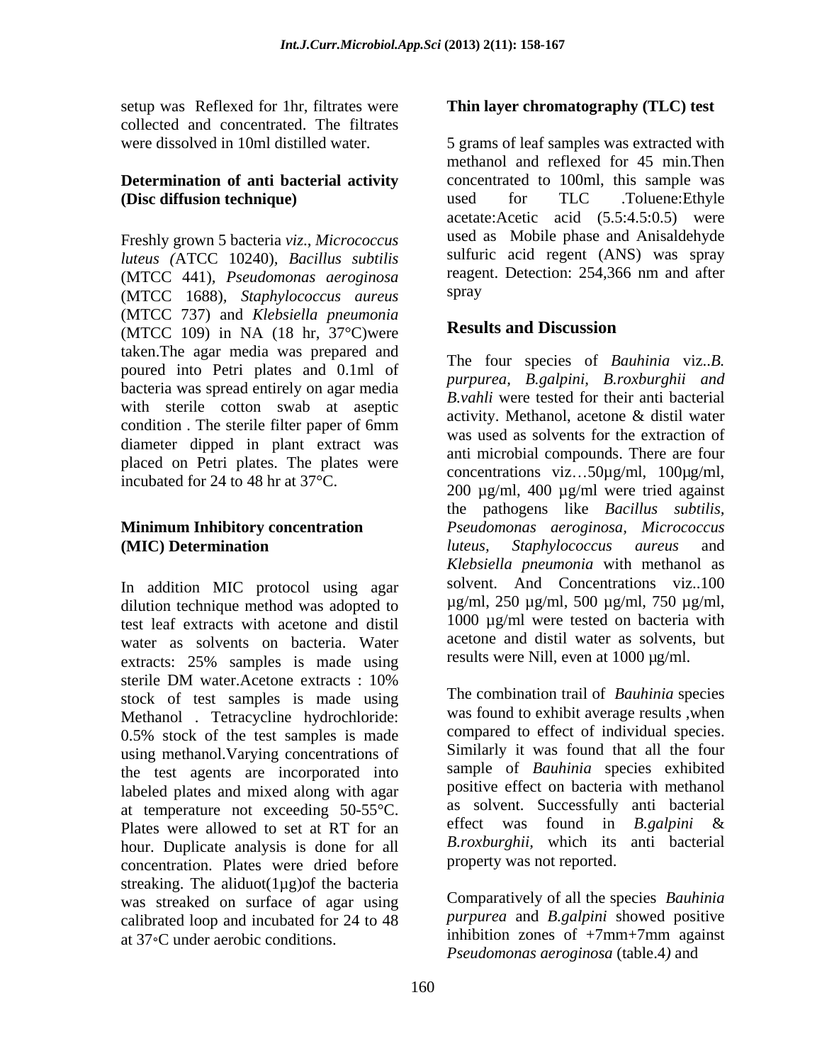setup was Reflexed for 1hr, filtrates were collected and concentrated. The filtrates were dissolved in 10ml distilled water.

**Determination of anti bacterial activity (Disc diffusion technique)**

Freshly grown 5 bacteria *viz*., *Micrococcus luteus (*ATCC 10240), *Bacillus subtilis* (MTCC 441), *Pseudomonas aeroginosa* (MTCC 1688), *Staphylococcus aureus* (MTCC 737) and *Klebsiella pneumonia* (MTCC 109) in NA (18 hr, 37°C)were taken.The agar media was prepared and poured into Petri plates and 0.1ml of bacteria was spread entirely on agar media with sterile cotton swab at aseptic condition . The sterile filter paper of 6mm diameter dipped in plant extract was placed on Petri plates. The plates were incubated for 24 to 48 hr at 37°C.

**Minimum Inhibitory concentration (MIC) Determination**

In addition MIC protocol using agar dilution technique method was adopted to test leaf extracts with acetone and distil water as solvents on bacteria. Water extracts: 25% samples is made using sterile DM water.Acetone extracts : 10% stock of test samples is made using Methanol . Tetracycline hydrochloride: 0.5% stock of the test samples is made using methanol.Varying concentrations of the test agents are incorporated into labeled plates and mixed along with agar at temperature not exceeding 50-55°C. Plates were allowed to set at RT for an hour. Duplicate analysis is done for all concentration. Plates were dried before streaking. The aliduot(1µg)of the bacteria was streaked on surface of agar using calibrated loop and incubated for 24 to 48 at 37◦C under aerobic conditions.

**Thin layer chromatography (TLC) test**

5 grams of leaf samples was extracted with methanol and reflexed for 45 min.Then concentrated to 100ml, this sample was used for TLC .Toluene:Ethyle acetate:Acetic acid (5.5:4.5:0.5) were used as Mobile phase and Anisaldehyde sulfuric acid regent (ANS) was spray reagent. Detection: 254,366 nm and after spray

## Results and Discussion

The four species of *Bauhinia* viz..*B. purpurea, B.galpini, B.roxburghii and B.vahli* were tested for their anti bacterial activity. Methanol, acetone & distil water was used as solvents for the extraction of anti microbial compounds. There are four concentrations viz…50µg/ml, 100µg/ml, 200 µg/ml, 400 µg/ml were tried against the pathogens like *Bacillus subtilis, Pseudomonas aeroginosa, Micrococcus luteus, Staphylococcus aureus* and *Klebsiella pneumonia* with methanol as solvent. And Concentrations viz..100 µg/ml, 250 µg/ml, 500 µg/ml, 750 µg/ml, 1000 µg/ml were tested on bacteria with acetone and distil water as solvents, but results were Nill, even at 1000 µg/ml.

The combination trail of *Bauhinia* species was found to exhibit average results ,when compared to effect of individual species. Similarly it was found that all the four sample of *Bauhinia* species exhibited positive effect on bacteria with methanol as solvent. Successfully anti bacterial effect was found in *B.galpini* & *B.roxburghii,* which its anti bacterial property was not reported.

Comparatively of all the species *Bauhinia purpurea* and *B.galpini* showed positive inhibition zones of +7mm+7mm against *Pseudomonas aeroginosa* (table.4*)* and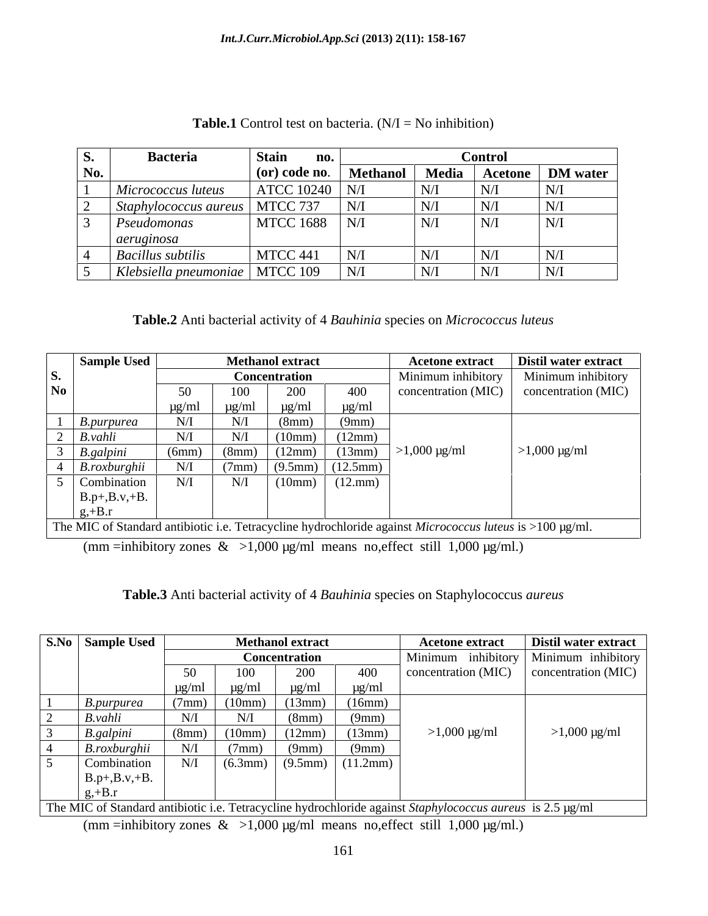**Table.1** Control test on bacteria. (N/I = No inhibition)

| S. No. | Bacteria | Stain no. (or) code no. | Control | | | |
|---|---|---|---|---|---|---|
| | | | Methanol | Media | Acetone | DM water |
| 1 | *Micrococcus luteus* | ATCC 10240 | N/I | N/I | N/I | N/I |
| 2 | *Staphylococcus aureus* | MTCC 737 | N/I | N/I | N/I | N/I |
| 3 | *Pseudomonas aeruginosa* | MTCC 1688 | N/I | N/I | N/I | N/I |
| 4 | *Bacillus subtilis* | MTCC 441 | N/I | N/I | N/I | N/I |
| 5 | *Klebsiella pneumoniae* | MTCC 109 | N/I | N/I | N/I | N/I |

**Table.2** Anti bacterial activity of 4 *Bauhinia* species on *Micrococcus luteus*

| S. No | Sample Used | Methanol extract | | | | Acetone extract | Distil water extract |
|---|---|---|---|---|---|---|---|
| | | Concentration | | | | Minimum inhibitory concentration (MIC) | Minimum inhibitory concentration (MIC) |
| | | 50 µg/ml | 100 µg/ml | 200 µg/ml | 400 µg/ml | | |
| 1 | *B.purpurea* | N/I | N/I | (8mm) | (9mm) | >1,000 µg/ml | >1,000 µg/ml |
| 2 | *B.vahli* | N/I | N/I | (10mm) | (12mm) | | |
| 3 | *B.galpini* | (6mm) | (8mm) | (12mm) | (13mm) | | |
| 4 | *B.roxburghii* | N/I | (7mm) | (9.5mm) | (12.5mm) | | |
| 5 | Combination B.p+,B.v,+B. g,+B.r | N/I | N/I | (10mm) | (12.mm) | | |

The MIC of Standard antibiotic i.e. Tetracycline hydrochloride against *Micrococcus luteus* is >100 µg/ml.

(mm =inhibitory zones & >1,000 µg/ml means no,effect still 1,000 µg/ml.)

**Table.3** Anti bacterial activity of 4 *Bauhinia* species on Staphylococcus *aureus*

| S.No | Sample Used | Methanol extract | | | | Acetone extract | Distil water extract |
|---|---|---|---|---|---|---|---|
| | | Concentration | | | | Minimum inhibitory concentration (MIC) | Minimum inhibitory concentration (MIC) |
| | | 50 µg/ml | 100 µg/ml | 200 µg/ml | 400 µg/ml | | |
| 1 | *B.purpurea* | (7mm) | (10mm) | (13mm) | (16mm) | >1,000 µg/ml | >1,000 µg/ml |
| 2 | *B.vahli* | N/I | N/I | (8mm) | (9mm) | | |
| 3 | *B.galpini* | (8mm) | (10mm) | (12mm) | (13mm) | | |
| 4 | *B.roxburghii* | N/I | (7mm) | (9mm) | (9mm) | | |
| 5 | Combination B.p+,B.v,+B. g,+B.r | N/I | (6.3mm) | (9.5mm) | (11.2mm) | | |

The MIC of Standard antibiotic i.e. Tetracycline hydrochloride against *Staphylococcus aureus* is 2.5 µg/ml

(mm =inhibitory zones & >1,000 µg/ml means no,effect still 1,000 µg/ml.)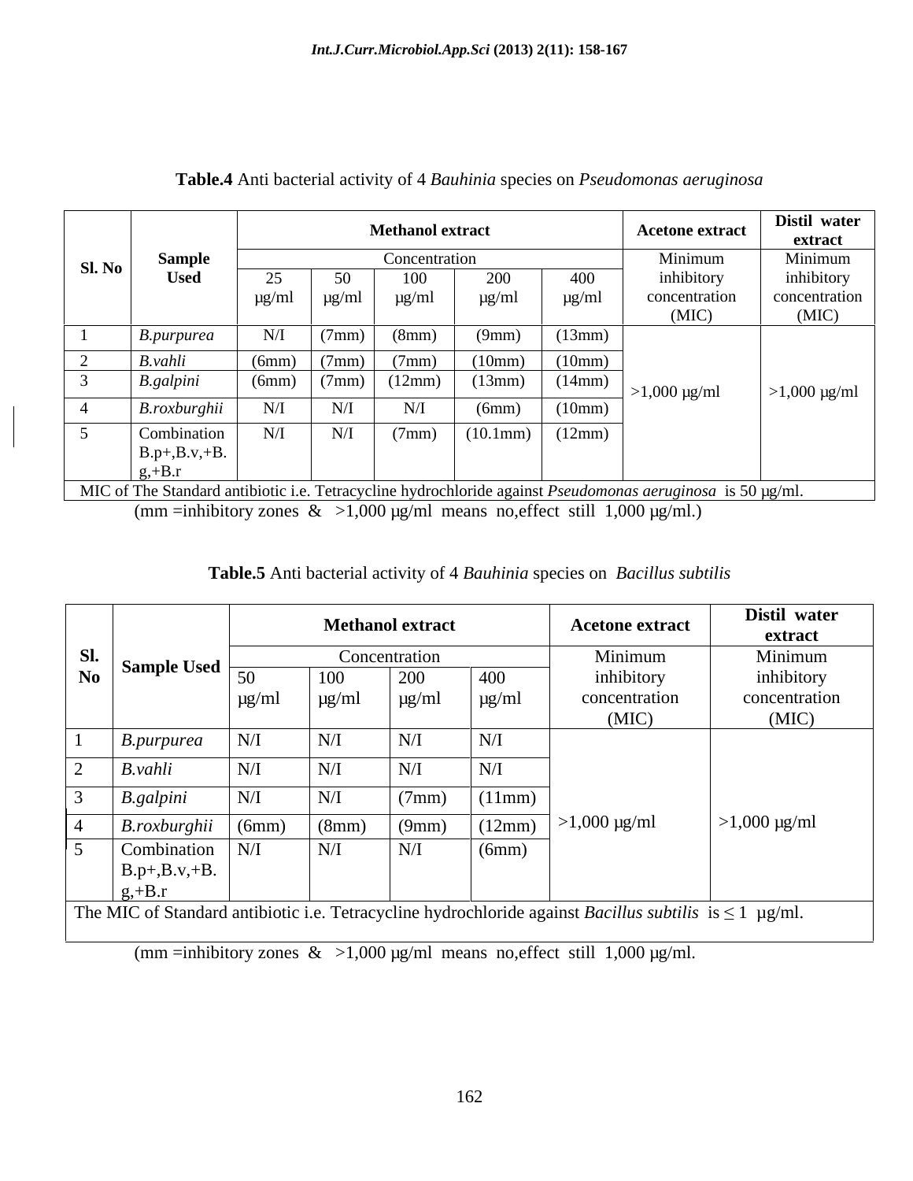**Table.4** Anti bacterial activity of 4 *Bauhinia* species on *Pseudomonas aeruginosa*

| Sl. No | Sample Used | Methanol extract | | | | | Acetone extract | Distil water extract |
|---|---|---|---|---|---|---|---|---|
| | | Concentration | | | | | Minimum inhibitory concentration (MIC) | Minimum inhibitory concentration (MIC) |
| | | 25 µg/ml | 50 µg/ml | 100 µg/ml | 200 µg/ml | 400 µg/ml | | |
| 1 | *B.purpurea* | N/I | (7mm) | (8mm) | (9mm) | (13mm) | >1,000 µg/ml | >1,000 µg/ml |
| 2 | *B.vahli* | (6mm) | (7mm) | (7mm) | (10mm) | (10mm) | | |
| 3 | *B.galpini* | (6mm) | (7mm) | (12mm) | (13mm) | (14mm) | | |
| 4 | *B.roxburghii* | N/I | N/I | N/I | (6mm) | (10mm) | | |
| 5 | Combination B.p+,B.v,+B.g,+B.r | N/I | N/I | (7mm) | (10.1mm) | (12mm) | | |
| MIC of The Standard antibiotic i.e. Tetracycline hydrochloride against *Pseudomonas aeruginosa* is 50 µg/ml. | | | | | | | | |

(mm =inhibitory zones & >1,000 µg/ml means no,effect still 1,000 µg/ml.)

**Table.5** Anti bacterial activity of 4 *Bauhinia* species on *Bacillus subtilis*

| Sl. No | Sample Used | Methanol extract | | | | Acetone extract | Distil water extract |
|---|---|---|---|---|---|---|---|
| | | Concentration | | | | Minimum inhibitory concentration (MIC) | Minimum inhibitory concentration (MIC) |
| | | 50 µg/ml | 100 µg/ml | 200 µg/ml | 400 µg/ml | | |
| 1 | *B.purpurea* | N/I | N/I | N/I | N/I | >1,000 µg/ml | >1,000 µg/ml |
| 2 | *B.vahli* | N/I | N/I | N/I | N/I | | |
| 3 | *B.galpini* | N/I | N/I | (7mm) | (11mm) | | |
| 4 | *B.roxburghii* | (6mm) | (8mm) | (9mm) | (12mm) | | |
| 5 | Combination B.p+,B.v,+B.g,+B.r | N/I | N/I | N/I | (6mm) | | |
| The MIC of Standard antibiotic i.e. Tetracycline hydrochloride against *Bacillus subtilis* is ≤ 1 µg/ml. | | | | | | | |

(mm =inhibitory zones & >1,000 µg/ml means no,effect still 1,000 µg/ml.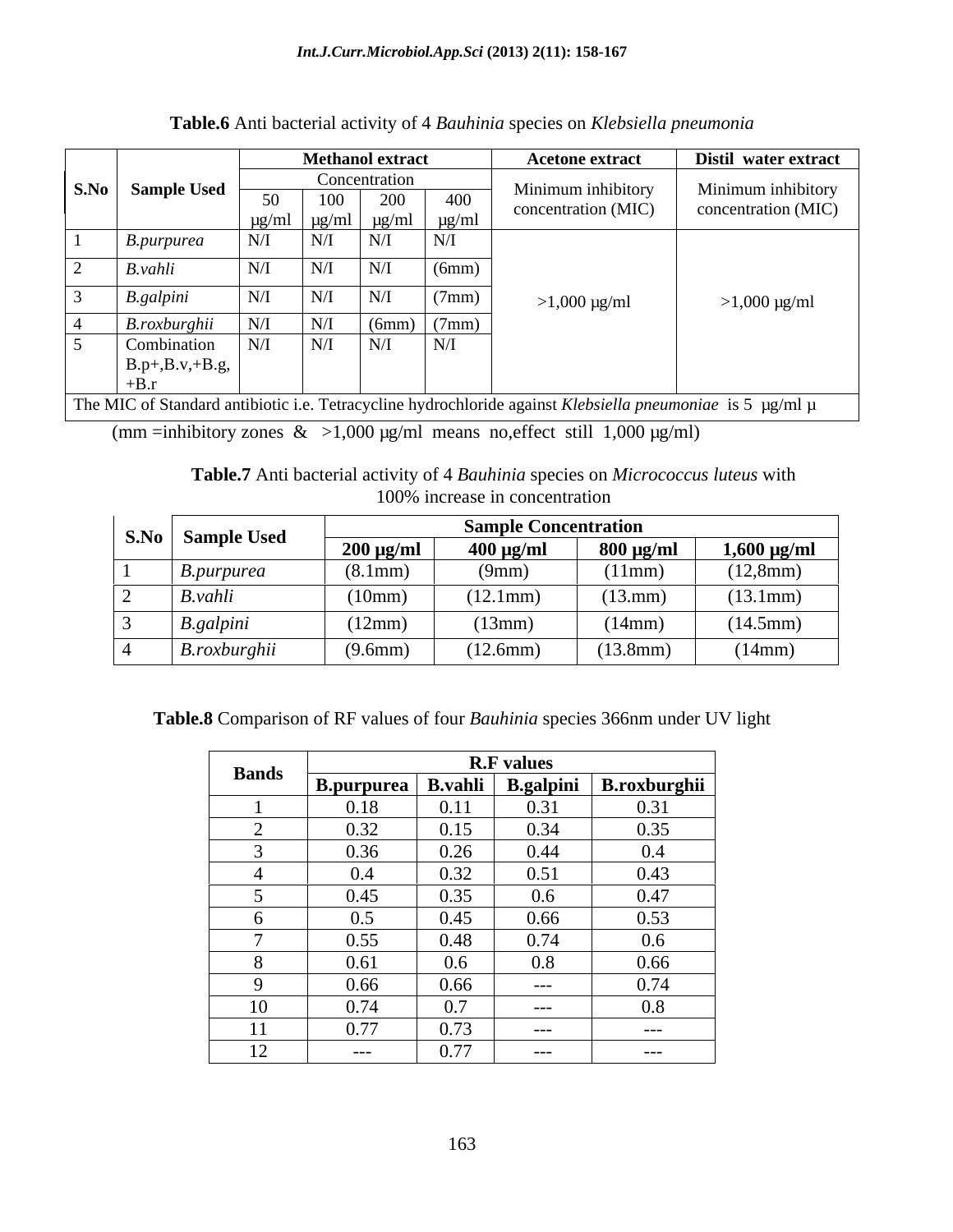**Table.6** Anti bacterial activity of 4 *Bauhinia* species on *Klebsiella pneumonia*

| S.No | Sample Used | Methanol extract | | | | Acetone extract | Distil water extract |
|---|---|---|---|---|---|---|---|
| | | Concentration | | | | Minimum inhibitory concentration (MIC) | Minimum inhibitory concentration (MIC) |
| | | 50 μg/ml | 100 μg/ml | 200 μg/ml | 400 μg/ml | | |
| 1 | *B.purpurea* | N/I | N/I | N/I | N/I | >1,000 μg/ml | >1,000 μg/ml |
| 2 | *B.vahli* | N/I | N/I | N/I | (6mm) | | |
| 3 | *B.galpini* | N/I | N/I | N/I | (7mm) | | |
| 4 | *B.roxburghii* | N/I | N/I | (6mm) | (7mm) | | |
| 5 | Combination B.p+,B.v,+B.g, +B.r | N/I | N/I | N/I | N/I | | |
| The MIC of Standard antibiotic i.e. Tetracycline hydrochloride against *Klebsiella pneumoniae* is 5 μg/ml μ | | | | | | | |

(mm =inhibitory zones & >1,000 μg/ml means no,effect still 1,000 μg/ml)

**Table.7** Anti bacterial activity of 4 *Bauhinia* species on *Micrococcus luteus* with 100% increase in concentration

| S.No | Sample Used | Sample Concentration | | | |
|---|---|---|---|---|---|
| | | 200 μg/ml | 400 μg/ml | 800 μg/ml | 1,600 μg/ml |
| 1 | *B.purpurea* | (8.1mm) | (9mm) | (11mm) | (12,8mm) |
| 2 | *B.vahli* | (10mm) | (12.1mm) | (13.mm) | (13.1mm) |
| 3 | *B.galpini* | (12mm) | (13mm) | (14mm) | (14.5mm) |
| 4 | *B.roxburghii* | (9.6mm) | (12.6mm) | (13.8mm) | (14mm) |

**Table.8** Comparison of RF values of four *Bauhinia* species 366nm under UV light

| Bands | R.F values | | | |
|---|---|---|---|---|
| | B.purpurea | B.vahli | B.galpini | B.roxburghii |
| 1 | 0.18 | 0.11 | 0.31 | 0.31 |
| 2 | 0.32 | 0.15 | 0.34 | 0.35 |
| 3 | 0.36 | 0.26 | 0.44 | 0.4 |
| 4 | 0.4 | 0.32 | 0.51 | 0.43 |
| 5 | 0.45 | 0.35 | 0.6 | 0.47 |
| 6 | 0.5 | 0.45 | 0.66 | 0.53 |
| 7 | 0.55 | 0.48 | 0.74 | 0.6 |
| 8 | 0.61 | 0.6 | 0.8 | 0.66 |
| 9 | 0.66 | 0.66 | --- | 0.74 |
| 10 | 0.74 | 0.7 | --- | 0.8 |
| 11 | 0.77 | 0.73 | --- | --- |
| 12 | --- | 0.77 | --- | --- |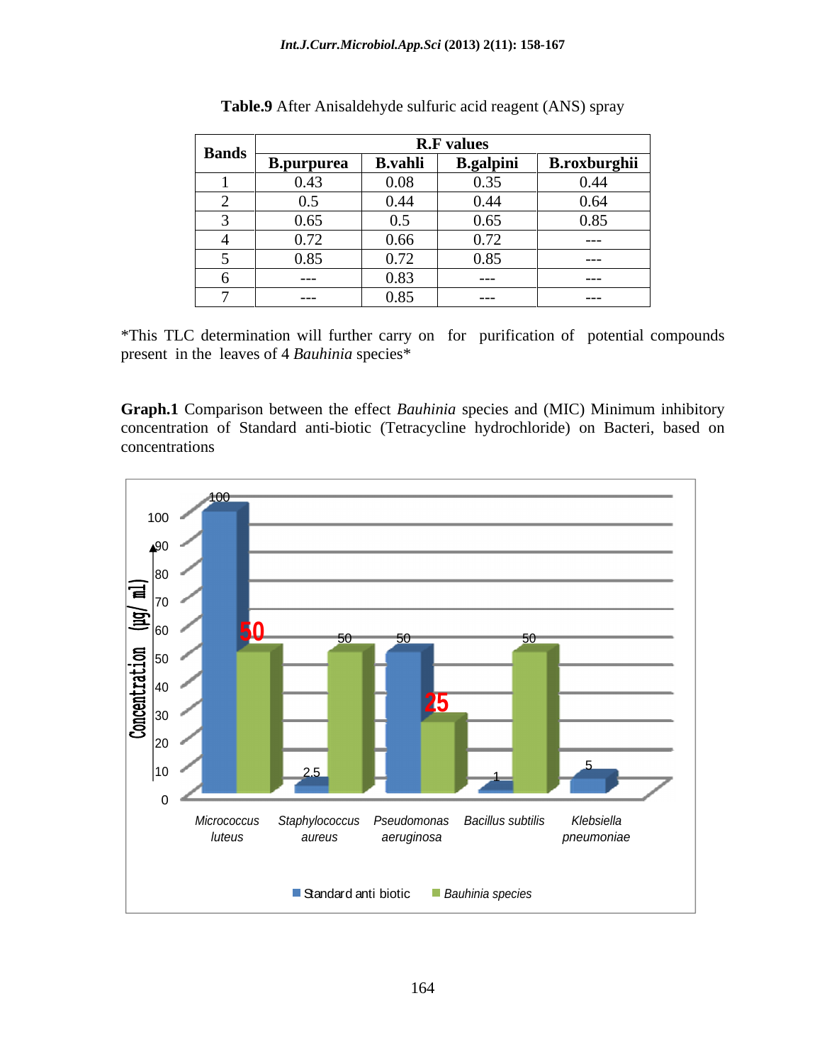**Table.9** After Anisaldehyde sulfuric acid reagent (ANS) spray

| Bands | R.F values | | | |
|---|---|---|---|---|
| | **B.purpurea** | **B.vahli** | **B.galpini** | **B.roxburghii** |
| 1 | 0.43 | 0.08 | 0.35 | 0.44 |
| 2 | 0.5 | 0.44 | 0.44 | 0.64 |
| 3 | 0.65 | 0.5 | 0.65 | 0.85 |
| 4 | 0.72 | 0.66 | 0.72 | --- |
| 5 | 0.85 | 0.72 | 0.85 | --- |
| 6 | --- | 0.83 | --- | --- |
| 7 | --- | 0.85 | --- | --- |

*This TLC determination will further carry on for purification of potential compounds present in the leaves of 4 *Bauhinia* species*

**Graph.1** Comparison between the effect *Bauhinia* species and (MIC) Minimum inhibitory concentration of Standard anti-biotic (Tetracycline hydrochloride) on Bacteri, based on concentrations

| Bacteria | Standard anti biotic (µg/ ml) | *Bauhinia species* (µg/ ml) |
|---|---|---|
| *Micrococcus luteus* | 100 | 50 |
| *Staphylococcus aureus* | 2.5 | 50 |
| *Pseudomonas aeruginosa* | 50 | 25 |
| *Bacillus subtilis* | 1 | 50 |
| *Klebsiella pneumoniae* | 5 | |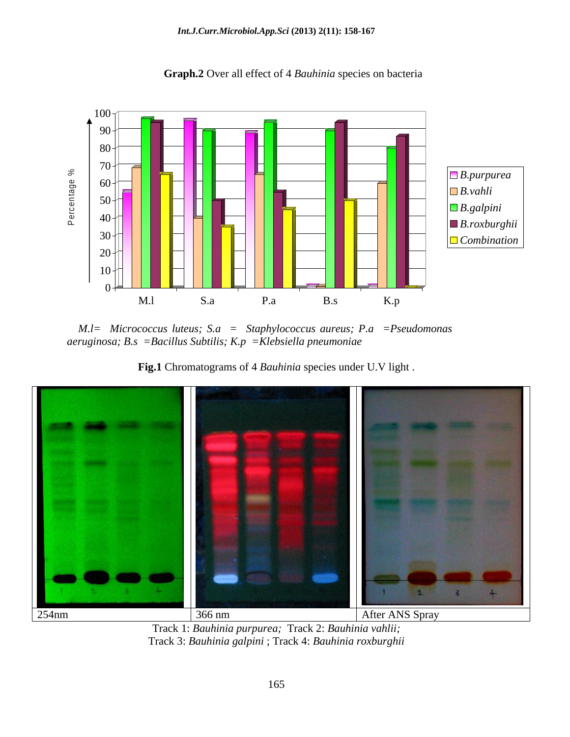**Graph.2** Over all effect of 4 *Bauhinia* species on bacteria

*M.l= Micrococcus luteus; S.a = Staphylococcus aureus; P.a =Pseudomonas aeruginosa; B.s =Bacillus Subtilis; K.p =Klebsiella pneumoniae*

**Fig.1** Chromatograms of 4 *Bauhinia* species under U.V light .

| 254nm | 366 nm | After ANS Spray |
|---|---|---|

Track 1: *Bauhinia purpurea;* Track 2: *Bauhinia vahlii;*
Track 3: *Bauhinia galpini* ; Track 4: *Bauhinia roxburghii*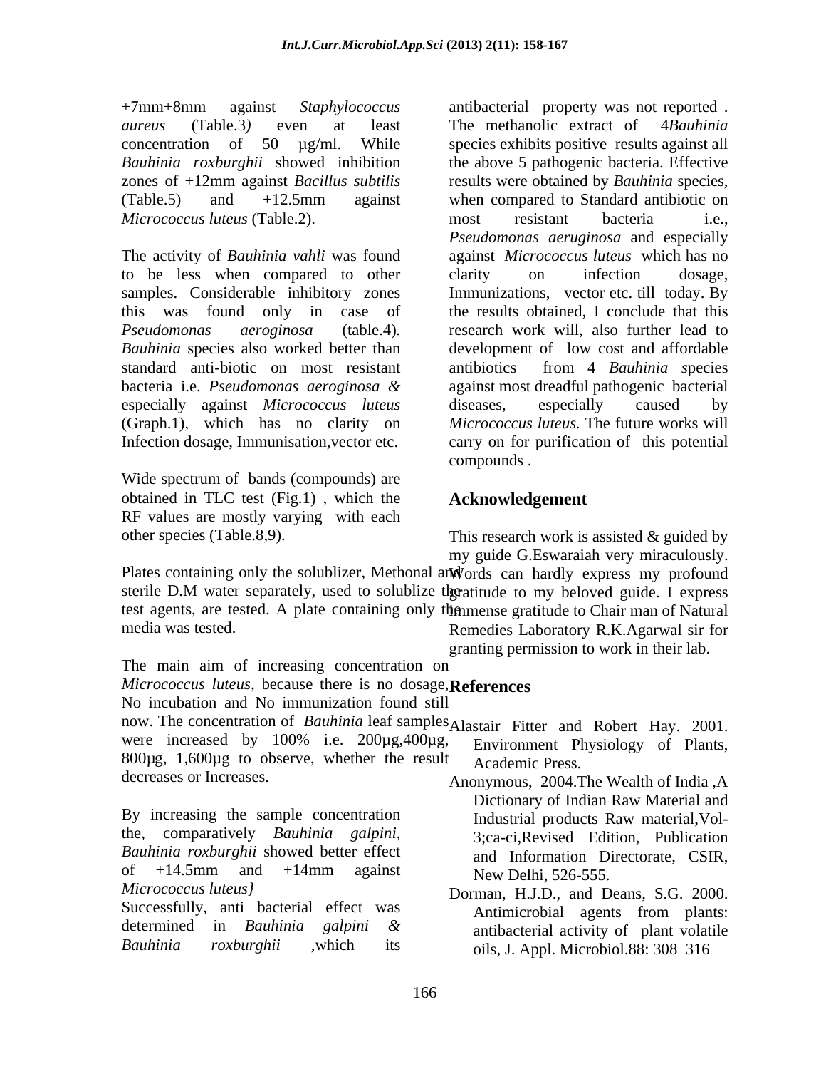+7mm+8mm against *Staphylococcus aureus* (Table.3*)* even at least concentration of 50 µg/ml. While *Bauhinia roxburghii* showed inhibition zones of +12mm against *Bacillus subtilis* (Table.5) and +12.5mm against *Micrococcus luteus* (Table.2).

The activity of *Bauhinia vahli* was found to be less when compared to other samples. Considerable inhibitory zones this was found only in case of *Pseudomonas aeroginosa* (table.4). *Bauhinia* species also worked better than standard anti-biotic on most resistant bacteria i.e. *Pseudomonas aeroginosa &* especially against *Micrococcus luteus* (Graph.1), which has no clarity on Infection dosage, Immunisation,vector etc.

Wide spectrum of bands (compounds) are obtained in TLC test (Fig.1) , which the RF values are mostly varying with each other species (Table.8,9).

Plates containing only the solublizer, Methonal and sterile D.M water separately, used to solublize the test agents, are tested. A plate containing only the media was tested.

The main aim of increasing concentration on *Micrococcus luteus*, because there is no dosage, No incubation and No immunization found still now. The concentration of *Bauhinia* leaf samples were increased by 100% i.e. 200µg,400µg, 800µg, 1,600µg to observe, whether the result decreases or Increases.

By increasing the sample concentration the, comparatively *Bauhinia galpini*, *Bauhinia roxburghii* showed better effect of +14.5mm and +14mm against *Micrococcus luteus}*

Successfully, anti bacterial effect was determined in *Bauhinia galpini & Bauhinia roxburghii* ,which its antibacterial property was not reported . The methanolic extract of 4*Bauhinia* species exhibits positive results against all the above 5 pathogenic bacteria. Effective results were obtained by *Bauhinia* species, when compared to Standard antibiotic on most resistant bacteria i.e., *Pseudomonas aeruginosa* and especially against *Micrococcus luteus* which has no clarity on infection dosage, Immunizations, vector etc. till today. By the results obtained, I conclude that this research work will, also further lead to development of low cost and affordable antibiotics from 4 *Bauhinia s*pecies against most dreadful pathogenic bacterial diseases, especially caused by *Micrococcus luteus.* The future works will carry on for purification of this potential compounds .

## Acknowledgement

This research work is assisted & guided by my guide G.Eswaraiah very miraculously. Words can hardly express my profound gratitude to my beloved guide. I express immense gratitude to Chair man of Natural Remedies Laboratory R.K.Agarwal sir for granting permission to work in their lab.

## References

Alastair Fitter and Robert Hay. 2001. Environment Physiology of Plants, Academic Press.

Anonymous, 2004.The Wealth of India ,A Dictionary of Indian Raw Material and Industrial products Raw material,Vol-3;ca-ci,Revised Edition, Publication and Information Directorate, CSIR, New Delhi, 526-555.

Dorman, H.J.D., and Deans, S.G. 2000. Antimicrobial agents from plants: antibacterial activity of plant volatile oils, J. Appl. Microbiol.88: 308–316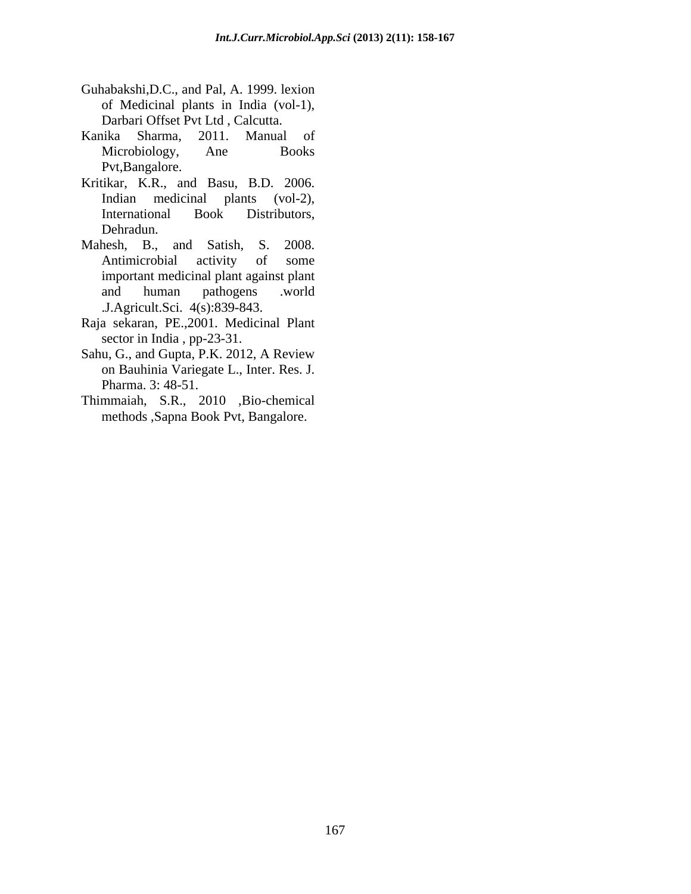Guhabakshi,D.C., and Pal, A. 1999. lexion of Medicinal plants in India (vol-1), Darbari Offset Pvt Ltd , Calcutta.

Kanika Sharma, 2011. Manual of Microbiology, Ane Books Pvt,Bangalore.

Kritikar, K.R., and Basu, B.D. 2006. Indian medicinal plants (vol-2), International Book Distributors, Dehradun.

Mahesh, B., and Satish, S. 2008. Antimicrobial activity of some important medicinal plant against plant and human pathogens .world .J.Agricult.Sci. 4(s):839-843.

Raja sekaran, PE.,2001. Medicinal Plant sector in India , pp-23-31.

Sahu, G., and Gupta, P.K. 2012, A Review on Bauhinia Variegate L., Inter. Res. J. Pharma. 3: 48-51.

Thimmaiah, S.R., 2010 ,Bio-chemical methods ,Sapna Book Pvt, Bangalore.